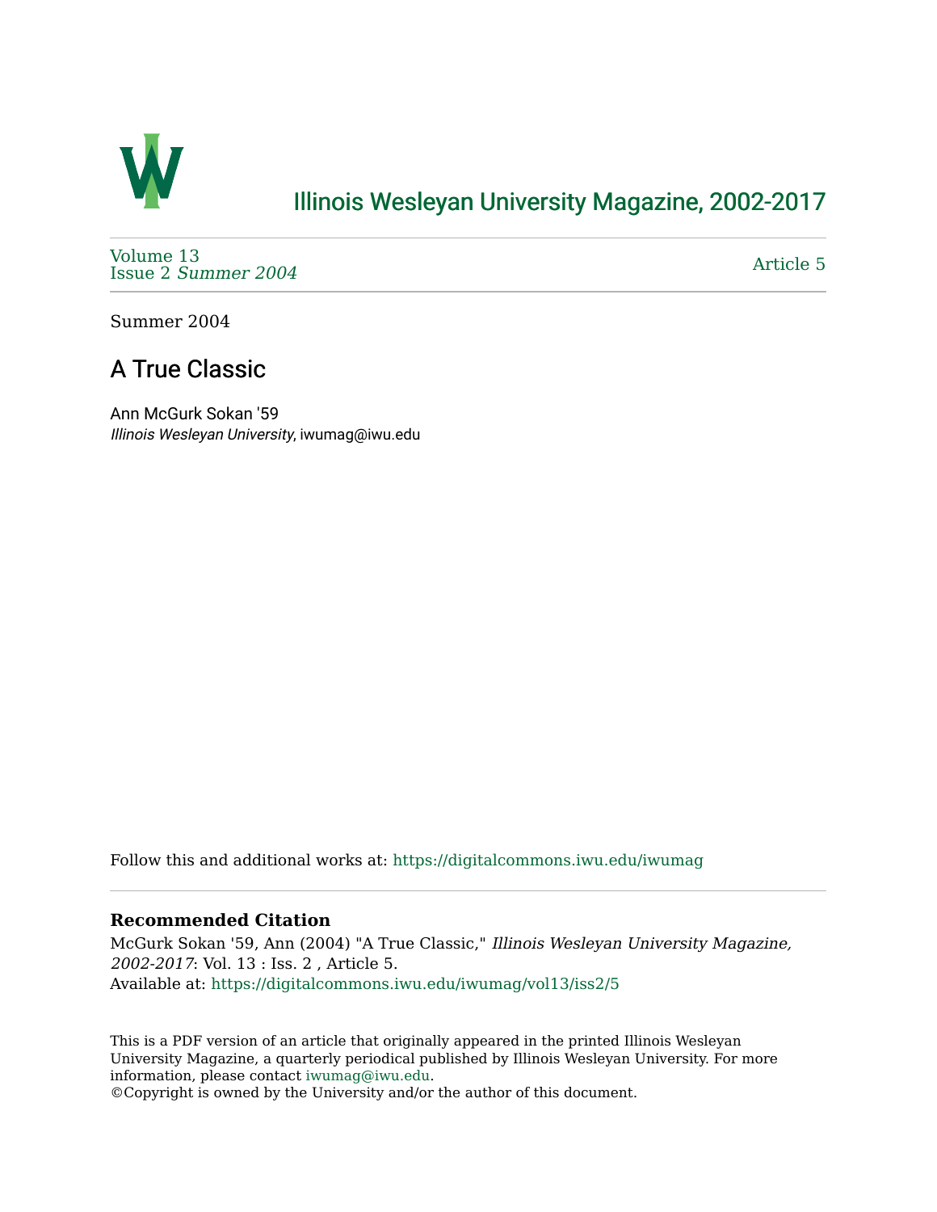# Illinois Wesleyan University Magazine, 2002-2017

Volume 13
Issue 2 *Summer 2004*

Article 5

Summer 2004

## A True Classic

Ann McGurk Sokan '59
*Illinois Wesleyan University*, iwumag@iwu.edu

Follow this and additional works at: https://digitalcommons.iwu.edu/iwumag

### Recommended Citation

McGurk Sokan '59, Ann (2004) "A True Classic," *Illinois Wesleyan University Magazine, 2002-2017*: Vol. 13 : Iss. 2 , Article 5.
Available at: https://digitalcommons.iwu.edu/iwumag/vol13/iss2/5

This is a PDF version of an article that originally appeared in the printed Illinois Wesleyan University Magazine, a quarterly periodical published by Illinois Wesleyan University. For more information, please contact iwumag@iwu.edu.
©Copyright is owned by the University and/or the author of this document.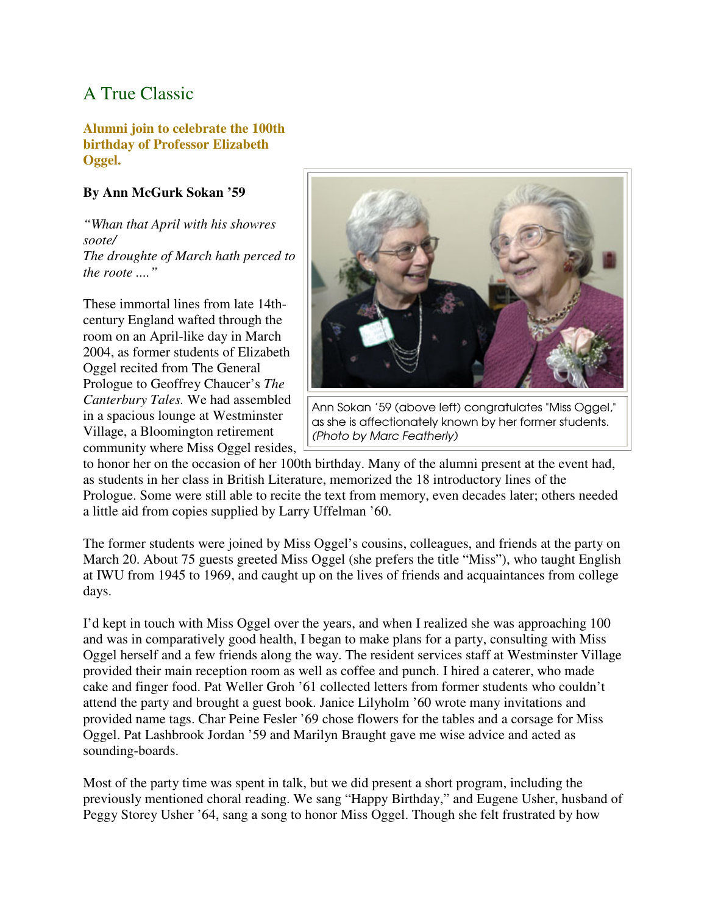## A True Classic

**Alumni join to celebrate the 100th birthday of Professor Elizabeth Oggel.**

**By Ann McGurk Sokan '59**

*"Whan that April with his showres soote/*
*The droughte of March hath perced to the roote ...."*

Ann Sokan '59 (above left) congratulates "Miss Oggel," as she is affectionately known by her former students. *(Photo by Marc Featherly)*

These immortal lines from late 14th-century England wafted through the room on an April-like day in March 2004, as former students of Elizabeth Oggel recited from The General Prologue to Geoffrey Chaucer's *The Canterbury Tales.* We had assembled in a spacious lounge at Westminster Village, a Bloomington retirement community where Miss Oggel resides, to honor her on the occasion of her 100th birthday. Many of the alumni present at the event had, as students in her class in British Literature, memorized the 18 introductory lines of the Prologue. Some were still able to recite the text from memory, even decades later; others needed a little aid from copies supplied by Larry Uffelman '60.

The former students were joined by Miss Oggel's cousins, colleagues, and friends at the party on March 20. About 75 guests greeted Miss Oggel (she prefers the title "Miss"), who taught English at IWU from 1945 to 1969, and caught up on the lives of friends and acquaintances from college days.

I'd kept in touch with Miss Oggel over the years, and when I realized she was approaching 100 and was in comparatively good health, I began to make plans for a party, consulting with Miss Oggel herself and a few friends along the way. The resident services staff at Westminster Village provided their main reception room as well as coffee and punch. I hired a caterer, who made cake and finger food. Pat Weller Groh '61 collected letters from former students who couldn't attend the party and brought a guest book. Janice Lilyholm '60 wrote many invitations and provided name tags. Char Peine Fesler '69 chose flowers for the tables and a corsage for Miss Oggel. Pat Lashbrook Jordan '59 and Marilyn Braught gave me wise advice and acted as sounding-boards.

Most of the party time was spent in talk, but we did present a short program, including the previously mentioned choral reading. We sang "Happy Birthday," and Eugene Usher, husband of Peggy Storey Usher '64, sang a song to honor Miss Oggel. Though she felt frustrated by how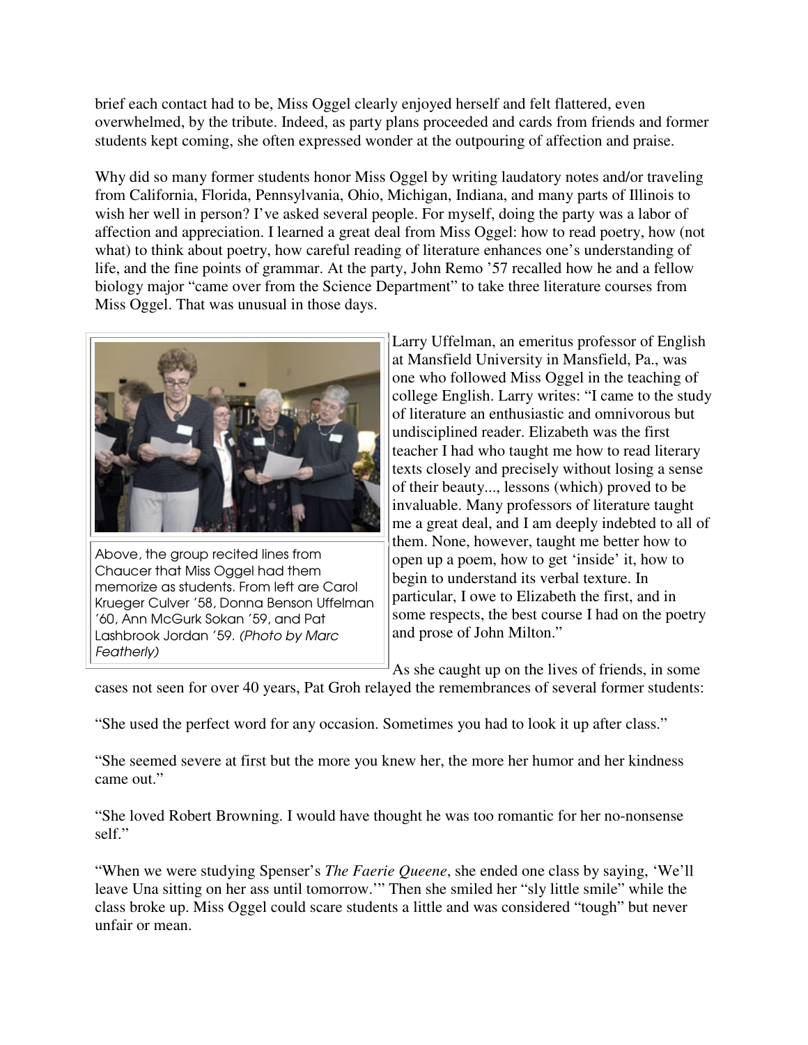brief each contact had to be, Miss Oggel clearly enjoyed herself and felt flattered, even overwhelmed, by the tribute. Indeed, as party plans proceeded and cards from friends and former students kept coming, she often expressed wonder at the outpouring of affection and praise.

Why did so many former students honor Miss Oggel by writing laudatory notes and/or traveling from California, Florida, Pennsylvania, Ohio, Michigan, Indiana, and many parts of Illinois to wish her well in person? I've asked several people. For myself, doing the party was a labor of affection and appreciation. I learned a great deal from Miss Oggel: how to read poetry, how (not what) to think about poetry, how careful reading of literature enhances one's understanding of life, and the fine points of grammar. At the party, John Remo '57 recalled how he and a fellow biology major "came over from the Science Department" to take three literature courses from Miss Oggel. That was unusual in those days.

Above, the group recited lines from Chaucer that Miss Oggel had them memorize as students. From left are Carol Krueger Culver '58, Donna Benson Uffelman '60, Ann McGurk Sokan '59, and Pat Lashbrook Jordan '59. *(Photo by Marc Featherly)*

Larry Uffelman, an emeritus professor of English at Mansfield University in Mansfield, Pa., was one who followed Miss Oggel in the teaching of college English. Larry writes: "I came to the study of literature an enthusiastic and omnivorous but undisciplined reader. Elizabeth was the first teacher I had who taught me how to read literary texts closely and precisely without losing a sense of their beauty..., lessons (which) proved to be invaluable. Many professors of literature taught me a great deal, and I am deeply indebted to all of them. None, however, taught me better how to open up a poem, how to get 'inside' it, how to begin to understand its verbal texture. In particular, I owe to Elizabeth the first, and in some respects, the best course I had on the poetry and prose of John Milton."

As she caught up on the lives of friends, in some cases not seen for over 40 years, Pat Groh relayed the remembrances of several former students:

"She used the perfect word for any occasion. Sometimes you had to look it up after class."

"She seemed severe at first but the more you knew her, the more her humor and her kindness came out."

"She loved Robert Browning. I would have thought he was too romantic for her no-nonsense self."

"When we were studying Spenser's *The Faerie Queene*, she ended one class by saying, 'We'll leave Una sitting on her ass until tomorrow.'" Then she smiled her "sly little smile" while the class broke up. Miss Oggel could scare students a little and was considered "tough" but never unfair or mean.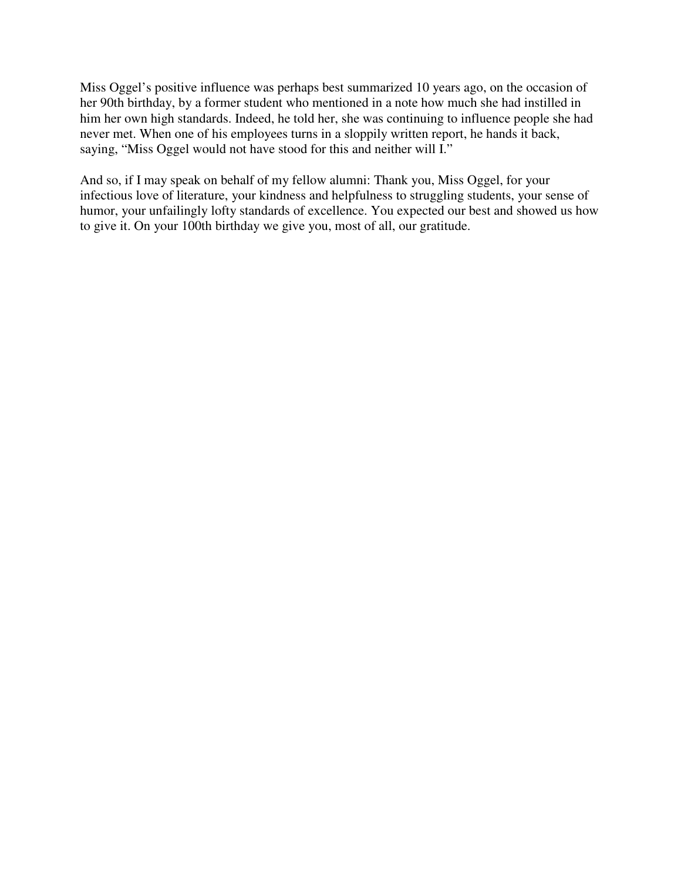Miss Oggel's positive influence was perhaps best summarized 10 years ago, on the occasion of her 90th birthday, by a former student who mentioned in a note how much she had instilled in him her own high standards. Indeed, he told her, she was continuing to influence people she had never met. When one of his employees turns in a sloppily written report, he hands it back, saying, "Miss Oggel would not have stood for this and neither will I."

And so, if I may speak on behalf of my fellow alumni: Thank you, Miss Oggel, for your infectious love of literature, your kindness and helpfulness to struggling students, your sense of humor, your unfailingly lofty standards of excellence. You expected our best and showed us how to give it. On your 100th birthday we give you, most of all, our gratitude.